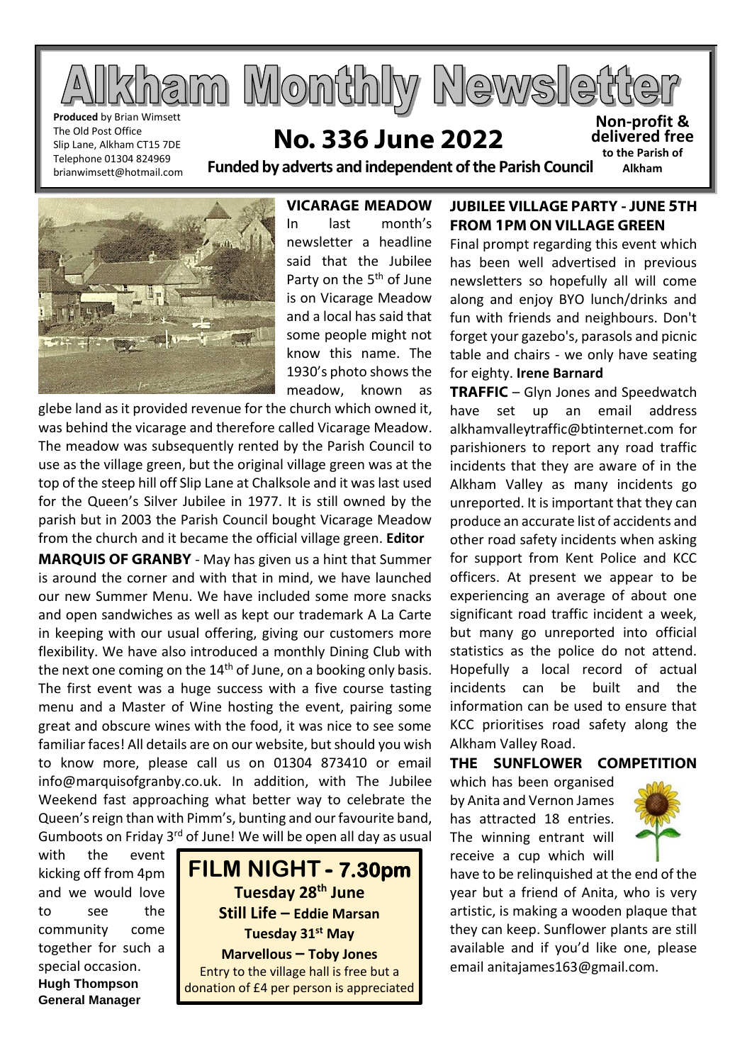# Alkham Monthly Newsletter

**Produced** by Brian Wimsett
The Old Post Office
Slip Lane, Alkham CT15 7DE
Telephone 01304 824969
brianwimsett@hotmail.com

## No. 336 June 2022

**Funded by adverts and independent of the Parish Council**

**Non-profit & delivered free to the Parish of Alkham**

### VICARAGE MEADOW

In last month's newsletter a headline said that the Jubilee Party on the 5th of June is on Vicarage Meadow and a local has said that some people might not know this name. The 1930's photo shows the meadow, known as glebe land as it provided revenue for the church which owned it, was behind the vicarage and therefore called Vicarage Meadow. The meadow was subsequently rented by the Parish Council to use as the village green, but the original village green was at the top of the steep hill off Slip Lane at Chalksole and it was last used for the Queen's Silver Jubilee in 1977. It is still owned by the parish but in 2003 the Parish Council bought Vicarage Meadow from the church and it became the official village green. **Editor**

**MARQUIS OF GRANBY** - May has given us a hint that Summer is around the corner and with that in mind, we have launched our new Summer Menu. We have included some more snacks and open sandwiches as well as kept our trademark A La Carte in keeping with our usual offering, giving our customers more flexibility. We have also introduced a monthly Dining Club with the next one coming on the 14th of June, on a booking only basis. The first event was a huge success with a five course tasting menu and a Master of Wine hosting the event, pairing some great and obscure wines with the food, it was nice to see some familiar faces! All details are on our website, but should you wish to know more, please call us on 01304 873410 or email info@marquisofgranby.co.uk. In addition, with The Jubilee Weekend fast approaching what better way to celebrate the Queen's reign than with Pimm's, bunting and our favourite band, Gumboots on Friday 3rd of June! We will be open all day as usual with the event kicking off from 4pm and we would love to see the community come together for such a special occasion.
**Hugh Thompson**
**General Manager**

### FILM NIGHT - 7.30pm

**Tuesday 28th June**
**Still Life – Eddie Marsan**
**Tuesday 31st May**
**Marvellous – Toby Jones**
Entry to the village hall is free but a donation of £4 per person is appreciated

### JUBILEE VILLAGE PARTY - JUNE 5TH FROM 1PM ON VILLAGE GREEN

Final prompt regarding this event which has been well advertised in previous newsletters so hopefully all will come along and enjoy BYO lunch/drinks and fun with friends and neighbours. Don't forget your gazebo's, parasols and picnic table and chairs - we only have seating for eighty. **Irene Barnard**

**TRAFFIC** – Glyn Jones and Speedwatch have set up an email address alkhamvalleytraffic@btinternet.com for parishioners to report any road traffic incidents that they are aware of in the Alkham Valley as many incidents go unreported. It is important that they can produce an accurate list of accidents and other road safety incidents when asking for support from Kent Police and KCC officers. At present we appear to be experiencing an average of about one significant road traffic incident a week, but many go unreported into official statistics as the police do not attend. Hopefully a local record of actual incidents can be built and the information can be used to ensure that KCC prioritises road safety along the Alkham Valley Road.

**THE SUNFLOWER COMPETITION** which has been organised by Anita and Vernon James has attracted 18 entries. The winning entrant will receive a cup which will have to be relinquished at the end of the year but a friend of Anita, who is very artistic, is making a wooden plaque that they can keep. Sunflower plants are still available and if you'd like one, please email anitajames163@gmail.com.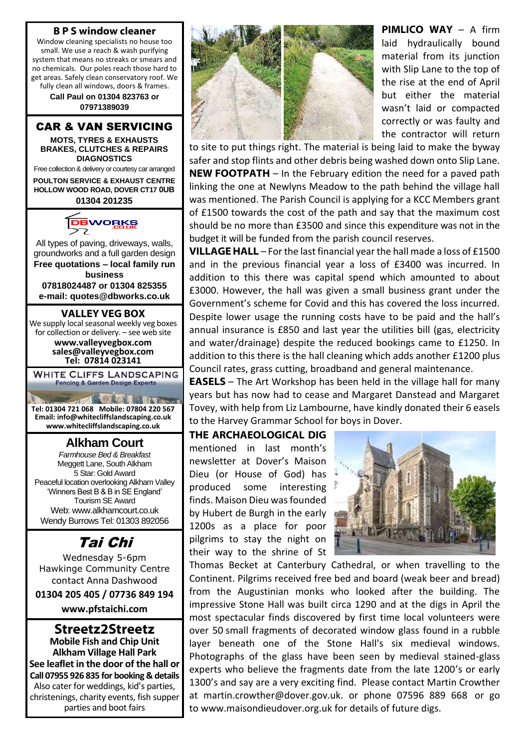**B P S window cleaner**

Window cleaning specialists no house too small. We use a reach & wash purifying system that means no streaks or smears and no chemicals. Our poles reach those hard to get areas. Safely clean conservatory roof. We fully clean all windows, doors & frames.

**Call Paul on 01304 823763 or 07971389039**

**CAR & VAN SERVICING**

**MOTS, TYRES & EXHAUSTS**
**BRAKES, CLUTCHES & REPAIRS**
**DIAGNOSTICS**

Free collection & delivery or courtesy car arranged

**POULTON SERVICE & EXHAUST CENTRE**
**HOLLOW WOOD ROAD, DOVER CT17 0UB**
**01304 201235**

**DBWORKS.CO.UK**

All types of paving, driveways, walls, groundworks and a full garden design

**Free quotations – local family run business**
**07818024487 or 01304 825355**
**e-mail: quotes@dbworks.co.uk**

**VALLEY VEG BOX**

We supply local seasonal weekly veg boxes for collection or delivery. – see web site

**www.valleyvegbox.com**
**sales@valleyvegbox.com**
**Tel: 07814 023141**

**WHITE CLIFFS LANDSCAPING**
**Fencing & Garden Design Experts**

**Tel: 01304 721 068 Mobile: 07804 220 567**
**Email: info@whitecliffslandscaping.co.uk**
**www.whitecliffslandscaping.co.uk**

**Alkham Court**

*Farmhouse Bed & Breakfast*
Meggett Lane, South Alkham
5 Star: Gold Award
Peaceful location overlooking Alkham Valley
'Winners Best B & B in SE England'
Tourism SE Award
Web: www.alkhamcourt.co.uk
Wendy Burrows Tel: 01303 892056

***Tai Chi***

Wednesday 5-6pm
Hawkinge Community Centre
contact Anna Dashwood
**01304 205 405 / 07736 849 194**
**www.pfstaichi.com**

**Streetz2Streetz**
**Mobile Fish and Chip Unit**
**Alkham Village Hall Park**
**See leaflet in the door of the hall or Call 07955 926 835 for booking & details**
Also cater for weddings, kid's parties, christenings, charity events, fish supper parties and boot fairs

**PIMLICO WAY** – A firm laid hydraulically bound material from its junction with Slip Lane to the top of the rise at the end of April but either the material wasn't laid or compacted correctly or was faulty and the contractor will return to site to put things right. The material is being laid to make the byway safer and stop flints and other debris being washed down onto Slip Lane.

**NEW FOOTPATH** – In the February edition the need for a paved path linking the one at Newlyns Meadow to the path behind the village hall was mentioned. The Parish Council is applying for a KCC Members grant of £1500 towards the cost of the path and say that the maximum cost should be no more than £3500 and since this expenditure was not in the budget it will be funded from the parish council reserves.

**VILLAGE HALL** – For the last financial year the hall made a loss of £1500 and in the previous financial year a loss of £3400 was incurred. In addition to this there was capital spend which amounted to about £3000. However, the hall was given a small business grant under the Government's scheme for Covid and this has covered the loss incurred. Despite lower usage the running costs have to be paid and the hall's annual insurance is £850 and last year the utilities bill (gas, electricity and water/drainage) despite the reduced bookings came to £1250. In addition to this there is the hall cleaning which adds another £1200 plus Council rates, grass cutting, broadband and general maintenance.

**EASELS** – The Art Workshop has been held in the village hall for many years but has now had to cease and Margaret Danstead and Margaret Tovey, with help from Liz Lambourne, have kindly donated their 6 easels to the Harvey Grammar School for boys in Dover.

**THE ARCHAEOLOGICAL DIG** mentioned in last month's newsletter at Dover's Maison Dieu (or House of God) has produced some interesting finds. Maison Dieu was founded by Hubert de Burgh in the early 1200s as a place for poor pilgrims to stay the night on their way to the shrine of St Thomas Becket at Canterbury Cathedral, or when travelling to the Continent. Pilgrims received free bed and board (weak beer and bread) from the Augustinian monks who looked after the building. The impressive Stone Hall was built circa 1290 and at the digs in April the most spectacular finds discovered by first time local volunteers were over 50 small fragments of decorated window glass found in a rubble layer beneath one of the Stone Hall's six medieval windows. Photographs of the glass have been seen by medieval stained-glass experts who believe the fragments date from the late 1200's or early 1300's and say are a very exciting find. Please contact Martin Crowther at martin.crowther@dover.gov.uk. or phone 07596 889 668 or go to www.maisondieudover.org.uk for details of future digs.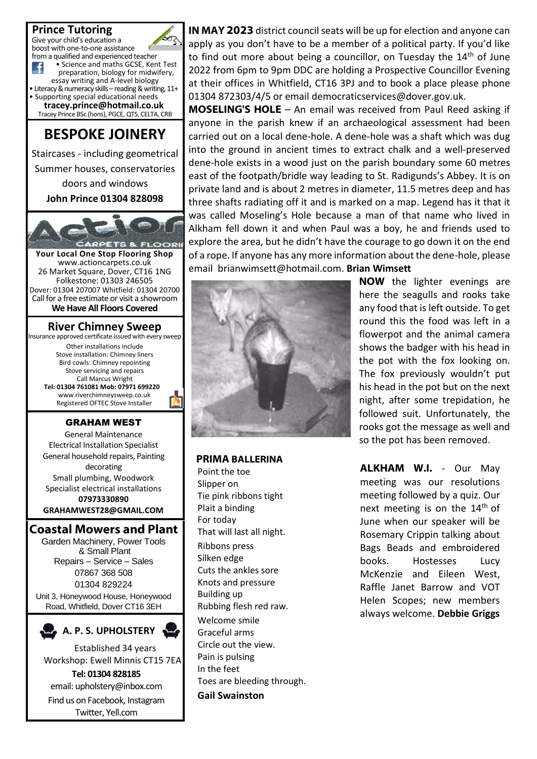## Prince Tutoring

Give your child's education a boost with one-to-one assistance from a qualified and experienced teacher

- Science and maths GCSE, Kent Test preparation, biology for midwifery, essay writing and A-level biology
- Literacy & numeracy skills – reading & writing, 11+
- Supporting special educational needs

**tracey.prince@hotmail.co.uk**

Tracey Prince BSc (hons), PGCE, QTS, CELTA, CRB

## BESPOKE JOINERY

Staircases - including geometrical

Summer houses, conservatories

doors and windows

**John Prince 01304 828098**

## Action Carpets & Flooring

**Your Local One Stop Flooring Shop**

www.actioncarpets.co.uk

26 Market Square, Dover, CT16 1NG

Folkestone: 01303 246505

Dover: 01304 207007 Whitfield: 01304 20700

Call for a free estimate or visit a showroom

**We Have All Floors Covered**

## River Chimney Sweep

Insurance approved certificate issued with every sweep

Other installations include

Stove installation: Chimney liners

Bird cowls: Chimney repointing

Stove servicing and repairs

Call Marcus Wright

**Tel: 01304 761081 Mob: 07971 699220**

www.riverchimneysweep.co.uk

Registered OFTEC Stove Installer

## GRAHAM WEST

General Maintenance

Electrical Installation Specialist

General household repairs, Painting decorating

Small plumbing, Woodwork

Specialist electrical installations

**07973330890**

**GRAHAMWEST28@GMAIL.COM**

## Coastal Mowers and Plant

Garden Machinery, Power Tools & Small Plant

Repairs – Service – Sales

07867 368 508

01304 829224

Unit 3, Honeywood House, Honeywood Road, Whitfield, Dover CT16 3EH

## A. P. S. UPHOLSTERY

Established 34 years

Workshop: Ewell Minnis CT15 7EA

**Tel: 01304 828185**

email: upholstery@inbox.com

Find us on Facebook, Instagram Twitter, Yell.com

**IN MAY 2023** district council seats will be up for election and anyone can apply as you don't have to be a member of a political party. If you'd like to find out more about being a councillor, on Tuesday the 14th of June 2022 from 6pm to 9pm DDC are holding a Prospective Councillor Evening at their offices in Whitfield, CT16 3PJ and to book a place please phone 01304 872303/4/5 or email democraticservices@dover.gov.uk.

**MOSELING'S HOLE** – An email was received from Paul Reed asking if anyone in the parish knew if an archaeological assessment had been carried out on a local dene-hole. A dene-hole was a shaft which was dug into the ground in ancient times to extract chalk and a well-preserved dene-hole exists in a wood just on the parish boundary some 60 metres east of the footpath/bridle way leading to St. Radigunds's Abbey. It is on private land and is about 2 metres in diameter, 11.5 metres deep and has three shafts radiating off it and is marked on a map. Legend has it that it was called Moseling's Hole because a man of that name who lived in Alkham fell down it and when Paul was a boy, he and friends used to explore the area, but he didn't have the courage to go down it on the end of a rope. If anyone has any more information about the dene-hole, please email brianwimsett@hotmail.com. **Brian Wimsett**

**NOW** the lighter evenings are here the seagulls and rooks take any food that is left outside. To get round this the food was left in a flowerpot and the animal camera shows the badger with his head in the pot with the fox looking on. The fox previously wouldn't put his head in the pot but on the next night, after some trepidation, he followed suit. Unfortunately, the rooks got the message as well and so the pot has been removed.

### PRIMA BALLERINA

Point the toe
Slipper on
Tie pink ribbons tight
Plait a binding
For today
That will last all night.

Ribbons press
Silken edge
Cuts the ankles sore
Knots and pressure
Building up
Rubbing flesh red raw.

Welcome smile
Graceful arms
Circle out the view.
Pain is pulsing
In the feet
Toes are bleeding through.

**Gail Swainston**

**ALKHAM W.I.** - Our May meeting was our resolutions meeting followed by a quiz. Our next meeting is on the 14th of June when our speaker will be Rosemary Crippin talking about Bags Beads and embroidered books. Hostesses Lucy McKenzie and Eileen West, Raffle Janet Barrow and VOT Helen Scopes; new members always welcome. **Debbie Griggs**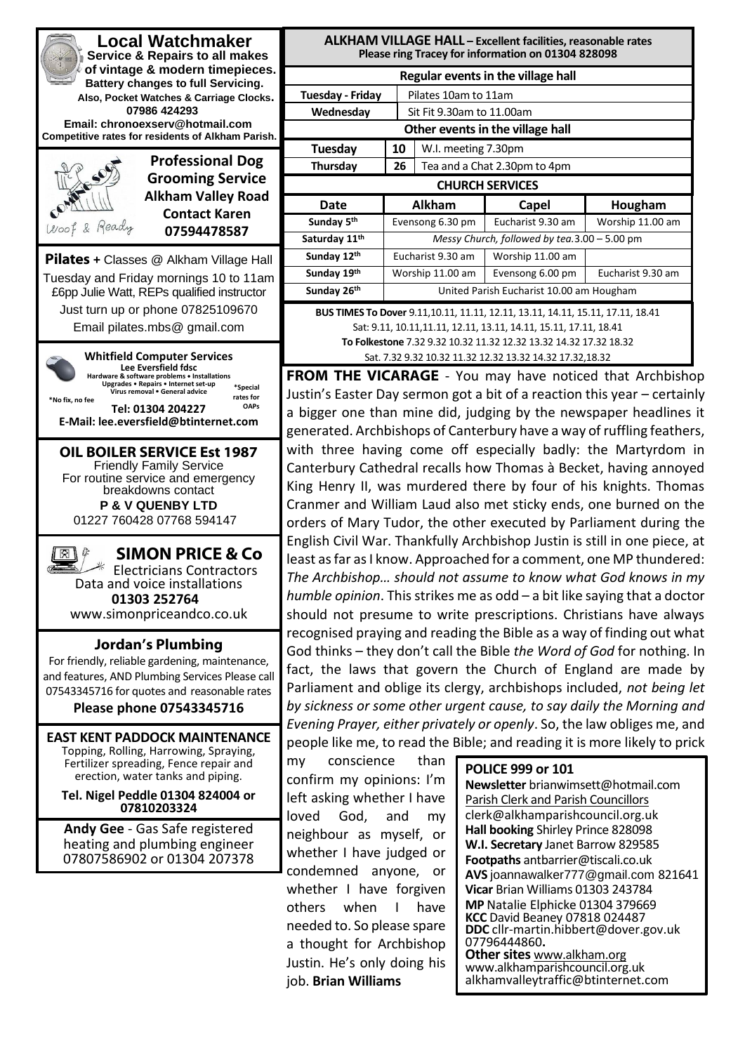## Local Watchmaker

**Service & Repairs to all makes of vintage & modern timepieces.**
**Battery changes to full Servicing.**
**Also, Pocket Watches & Carriage Clocks.**
**07986 424293**
**Email: chronoexserv@hotmail.com**
**Competitive rates for residents of Alkham Parish.**

## Professional Dog Grooming Service

Woof & Ready

**Alkham Valley Road**
**Contact Karen**
**07594478587**

**Pilates +** Classes @ Alkham Village Hall
Tuesday and Friday mornings 10 to 11am
£6pp Julie Watt, REPs qualified instructor
Just turn up or phone 07825109670
Email pilates.mbs@ gmail.com

**Whitfield Computer Services**
**Lee Eversfield fdsc**
Hardware & software problems • Installations
Upgrades • Repairs • Internet set-up
Virus removal • General advice
*No fix, no fee
*Special rates for OAPs
**Tel: 01304 204227**
**E-Mail: lee.eversfield@btinternet.com**

**OIL BOILER SERVICE Est 1987**
Friendly Family Service
For routine service and emergency breakdowns contact
**P & V QUENBY LTD**
01227 760428 07768 594147

**SIMON PRICE & Co**
Electricians Contractors
Data and voice installations
**01303 252764**
www.simonpriceandco.co.uk

**Jordan's Plumbing**
For friendly, reliable gardening, maintenance, and features, AND Plumbing Services Please call 07543345716 for quotes and reasonable rates
**Please phone 07543345716**

**EAST KENT PADDOCK MAINTENANCE**
Topping, Rolling, Harrowing, Spraying, Fertilizer spreading, Fence repair and erection, water tanks and piping.
**Tel. Nigel Peddle 01304 824004 or 07810203324**

**Andy Gee** - Gas Safe registered heating and plumbing engineer 07807586902 or 01304 207378

**ALKHAM VILLAGE HALL – Excellent facilities, reasonable rates**
**Please ring Tracey for information on 01304 828098**

| | | | |
|---|---|---|---|
| **Regular events in the village hall** | | | |
| **Tuesday - Friday** | Pilates 10am to 11am | | |
| **Wednesday** | Sit Fit 9.30am to 11.00am | | |
| **Other events in the village hall** | | | |
| **Tuesday** | **10** | W.I. meeting 7.30pm | |
| **Thursday** | **26** | Tea and a Chat 2.30pm to 4pm | |

**CHURCH SERVICES**

| Date | Alkham | Capel | Hougham |
|---|---|---|---|
| **Sunday 5th** | Evensong 6.30 pm | Eucharist 9.30 am | Worship 11.00 am |
| **Saturday 11th** | *Messy Church, followed by tea.* 3.00 – 5.00 pm | | |
| **Sunday 12th** | Eucharist 9.30 am | Worship 11.00 am | |
| **Sunday 19th** | Worship 11.00 am | Evensong 6.00 pm | Eucharist 9.30 am |
| **Sunday 26th** | United Parish Eucharist 10.00 am Hougham | | |

**BUS TIMES To Dover** 9.11,10.11, 11.11, 12.11, 13.11, 14.11, 15.11, 17.11, 18.41
Sat: 9.11, 10.11,11.11, 12.11, 13.11, 14.11, 15.11, 17.11, 18.41
**To Folkestone** 7.32 9.32 10.32 11.32 12.32 13.32 14.32 17.32 18.32
Sat. 7.32 9.32 10.32 11.32 12.32 13.32 14.32 17.32,18.32

**FROM THE VICARAGE** - You may have noticed that Archbishop Justin's Easter Day sermon got a bit of a reaction this year – certainly a bigger one than mine did, judging by the newspaper headlines it generated. Archbishops of Canterbury have a way of ruffling feathers, with three having come off especially badly: the Martyrdom in Canterbury Cathedral recalls how Thomas à Becket, having annoyed King Henry II, was murdered there by four of his knights. Thomas Cranmer and William Laud also met sticky ends, one burned on the orders of Mary Tudor, the other executed by Parliament during the English Civil War. Thankfully Archbishop Justin is still in one piece, at least as far as I know. Approached for a comment, one MP thundered: *The Archbishop… should not assume to know what God knows in my humble opinion*. This strikes me as odd – a bit like saying that a doctor should not presume to write prescriptions. Christians have always recognised praying and reading the Bible as a way of finding out what God thinks – they don't call the Bible *the Word of God* for nothing. In fact, the laws that govern the Church of England are made by Parliament and oblige its clergy, archbishops included, *not being let by sickness or some other urgent cause, to say daily the Morning and Evening Prayer, either privately or openly*. So, the law obliges me, and people like me, to read the Bible; and reading it is more likely to prick my conscience than confirm my opinions: I'm left asking whether I have loved God, and my neighbour as myself, or whether I have judged or condemned anyone, or whether I have forgiven others when I have needed to. So please spare a thought for Archbishop Justin. He's only doing his job. **Brian Williams**

**POLICE 999 or 101**
**Newsletter** brianwimsett@hotmail.com
Parish Clerk and Parish Councillors
clerk@alkhamparishcouncil.org.uk
**Hall booking** Shirley Prince 828098
**W.I. Secretary** Janet Barrow 829585
**Footpaths** antbarrier@tiscali.co.uk
**AVS** joannawalker777@gmail.com 821641
**Vicar** Brian Williams 01303 243784
**MP** Natalie Elphicke 01304 379669
**KCC** David Beaney 07818 024487
**DDC** cllr-martin.hibbert@dover.gov.uk 07796444860.
**Other sites** www.alkham.org
www.alkhamparishcouncil.org.uk
alkhamvalleytraffic@btinternet.com